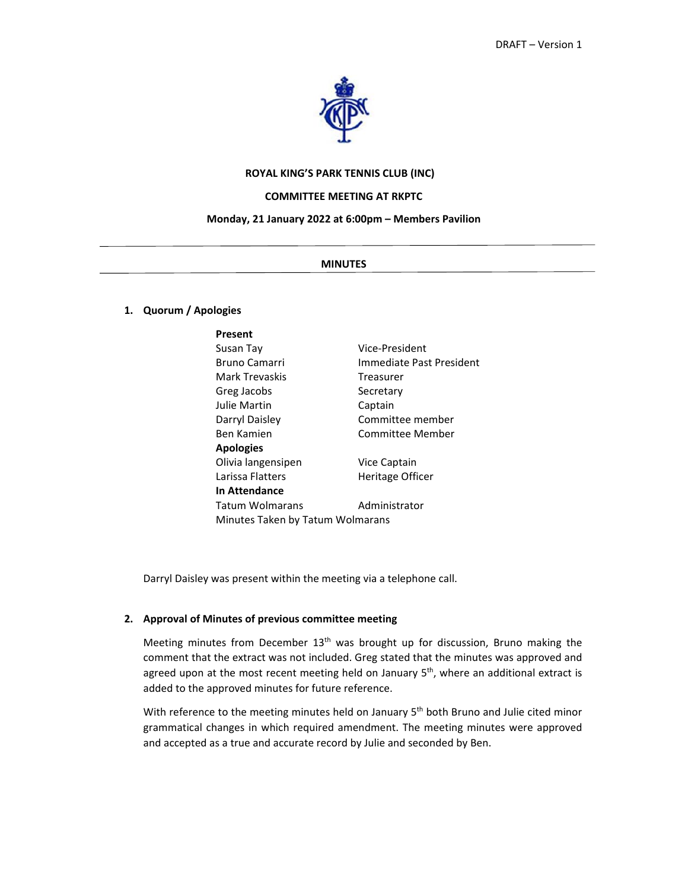DRAFT – Version 1

**ROYAL KING'S PARK TENNIS CLUB (INC)**

**COMMITTEE MEETING AT RKPTC**

**Monday, 21 January 2022 at 6:00pm – Members Pavilion**

---

**MINUTES**

---

## 1. Quorum / Apologies

| **Present** | |
|---|---|
| Susan Tay | Vice-President |
| Bruno Camarri | Immediate Past President |
| Mark Trevaskis | Treasurer |
| Greg Jacobs | Secretary |
| Julie Martin | Captain |
| Darryl Daisley | Committee member |
| Ben Kamien | Committee Member |
| **Apologies** | |
| Olivia langensipen | Vice Captain |
| Larissa Flatters | Heritage Officer |
| **In Attendance** | |
| Tatum Wolmarans | Administrator |
| Minutes Taken by Tatum Wolmarans | |

Darryl Daisley was present within the meeting via a telephone call.

## 2. Approval of Minutes of previous committee meeting

Meeting minutes from December 13th was brought up for discussion, Bruno making the comment that the extract was not included. Greg stated that the minutes was approved and agreed upon at the most recent meeting held on January 5th, where an additional extract is added to the approved minutes for future reference.

With reference to the meeting minutes held on January 5th both Bruno and Julie cited minor grammatical changes in which required amendment. The meeting minutes were approved and accepted as a true and accurate record by Julie and seconded by Ben.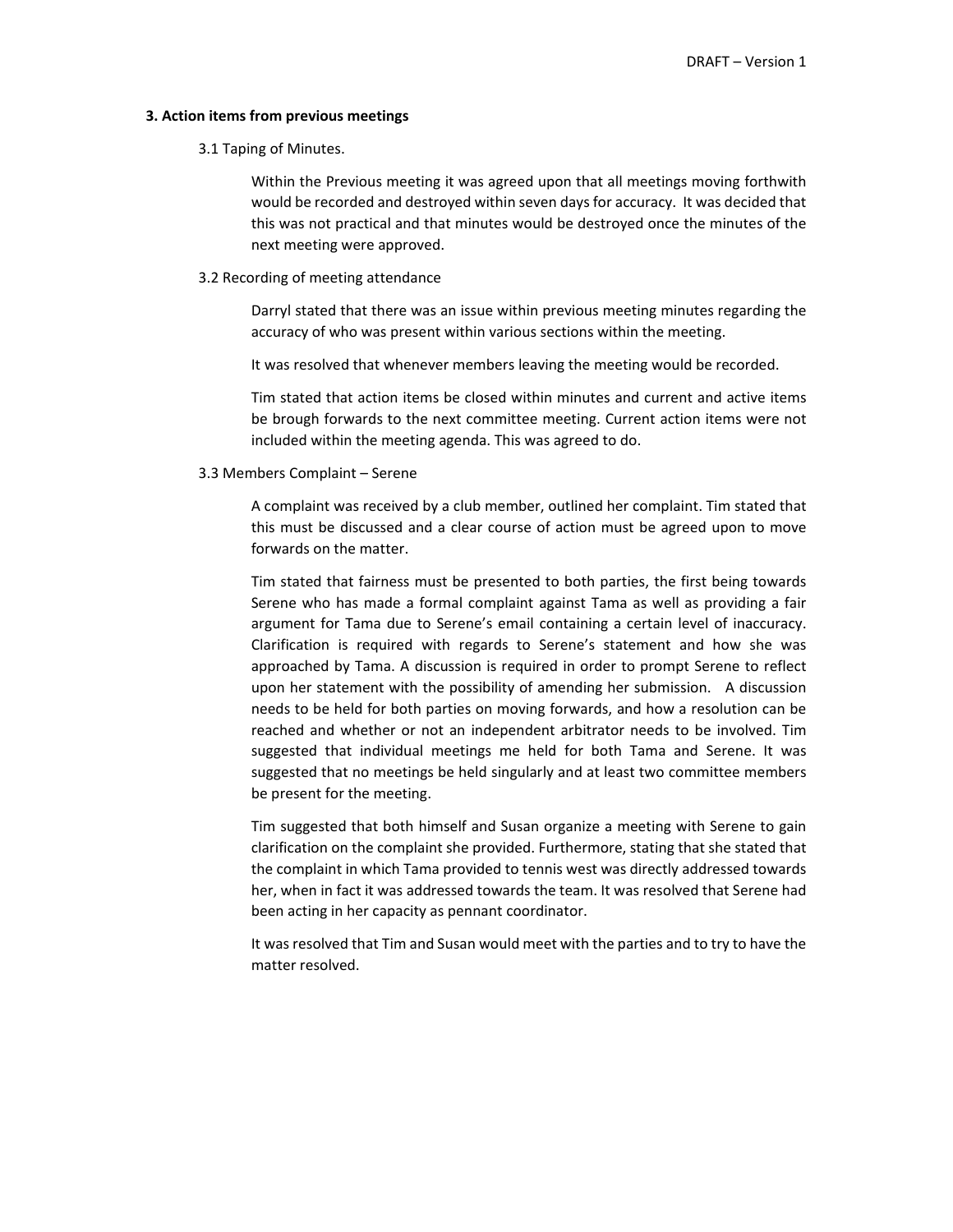## 3. Action items from previous meetings

3.1 Taping of Minutes.

Within the Previous meeting it was agreed upon that all meetings moving forthwith would be recorded and destroyed within seven days for accuracy. It was decided that this was not practical and that minutes would be destroyed once the minutes of the next meeting were approved.

3.2 Recording of meeting attendance

Darryl stated that there was an issue within previous meeting minutes regarding the accuracy of who was present within various sections within the meeting.

It was resolved that whenever members leaving the meeting would be recorded.

Tim stated that action items be closed within minutes and current and active items be brough forwards to the next committee meeting. Current action items were not included within the meeting agenda. This was agreed to do.

3.3 Members Complaint – Serene

A complaint was received by a club member, outlined her complaint. Tim stated that this must be discussed and a clear course of action must be agreed upon to move forwards on the matter.

Tim stated that fairness must be presented to both parties, the first being towards Serene who has made a formal complaint against Tama as well as providing a fair argument for Tama due to Serene's email containing a certain level of inaccuracy. Clarification is required with regards to Serene's statement and how she was approached by Tama. A discussion is required in order to prompt Serene to reflect upon her statement with the possibility of amending her submission. A discussion needs to be held for both parties on moving forwards, and how a resolution can be reached and whether or not an independent arbitrator needs to be involved. Tim suggested that individual meetings me held for both Tama and Serene. It was suggested that no meetings be held singularly and at least two committee members be present for the meeting.

Tim suggested that both himself and Susan organize a meeting with Serene to gain clarification on the complaint she provided. Furthermore, stating that she stated that the complaint in which Tama provided to tennis west was directly addressed towards her, when in fact it was addressed towards the team. It was resolved that Serene had been acting in her capacity as pennant coordinator.

It was resolved that Tim and Susan would meet with the parties and to try to have the matter resolved.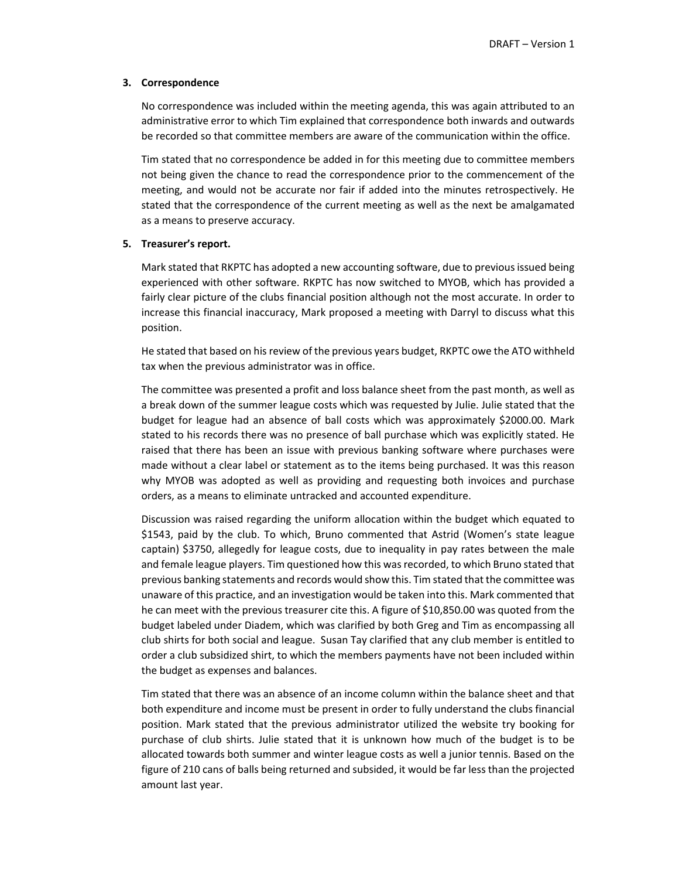**3. Correspondence**

No correspondence was included within the meeting agenda, this was again attributed to an administrative error to which Tim explained that correspondence both inwards and outwards be recorded so that committee members are aware of the communication within the office.

Tim stated that no correspondence be added in for this meeting due to committee members not being given the chance to read the correspondence prior to the commencement of the meeting, and would not be accurate nor fair if added into the minutes retrospectively. He stated that the correspondence of the current meeting as well as the next be amalgamated as a means to preserve accuracy.

**5. Treasurer's report.**

Mark stated that RKPTC has adopted a new accounting software, due to previous issued being experienced with other software. RKPTC has now switched to MYOB, which has provided a fairly clear picture of the clubs financial position although not the most accurate. In order to increase this financial inaccuracy, Mark proposed a meeting with Darryl to discuss what this position.

He stated that based on his review of the previous years budget, RKPTC owe the ATO withheld tax when the previous administrator was in office.

The committee was presented a profit and loss balance sheet from the past month, as well as a break down of the summer league costs which was requested by Julie. Julie stated that the budget for league had an absence of ball costs which was approximately $2000.00. Mark stated to his records there was no presence of ball purchase which was explicitly stated. He raised that there has been an issue with previous banking software where purchases were made without a clear label or statement as to the items being purchased. It was this reason why MYOB was adopted as well as providing and requesting both invoices and purchase orders, as a means to eliminate untracked and accounted expenditure.

Discussion was raised regarding the uniform allocation within the budget which equated to $1543, paid by the club. To which, Bruno commented that Astrid (Women's state league captain) $3750, allegedly for league costs, due to inequality in pay rates between the male and female league players. Tim questioned how this was recorded, to which Bruno stated that previous banking statements and records would show this. Tim stated that the committee was unaware of this practice, and an investigation would be taken into this. Mark commented that he can meet with the previous treasurer cite this. A figure of $10,850.00 was quoted from the budget labeled under Diadem, which was clarified by both Greg and Tim as encompassing all club shirts for both social and league. Susan Tay clarified that any club member is entitled to order a club subsidized shirt, to which the members payments have not been included within the budget as expenses and balances.

Tim stated that there was an absence of an income column within the balance sheet and that both expenditure and income must be present in order to fully understand the clubs financial position. Mark stated that the previous administrator utilized the website try booking for purchase of club shirts. Julie stated that it is unknown how much of the budget is to be allocated towards both summer and winter league costs as well a junior tennis. Based on the figure of 210 cans of balls being returned and subsided, it would be far less than the projected amount last year.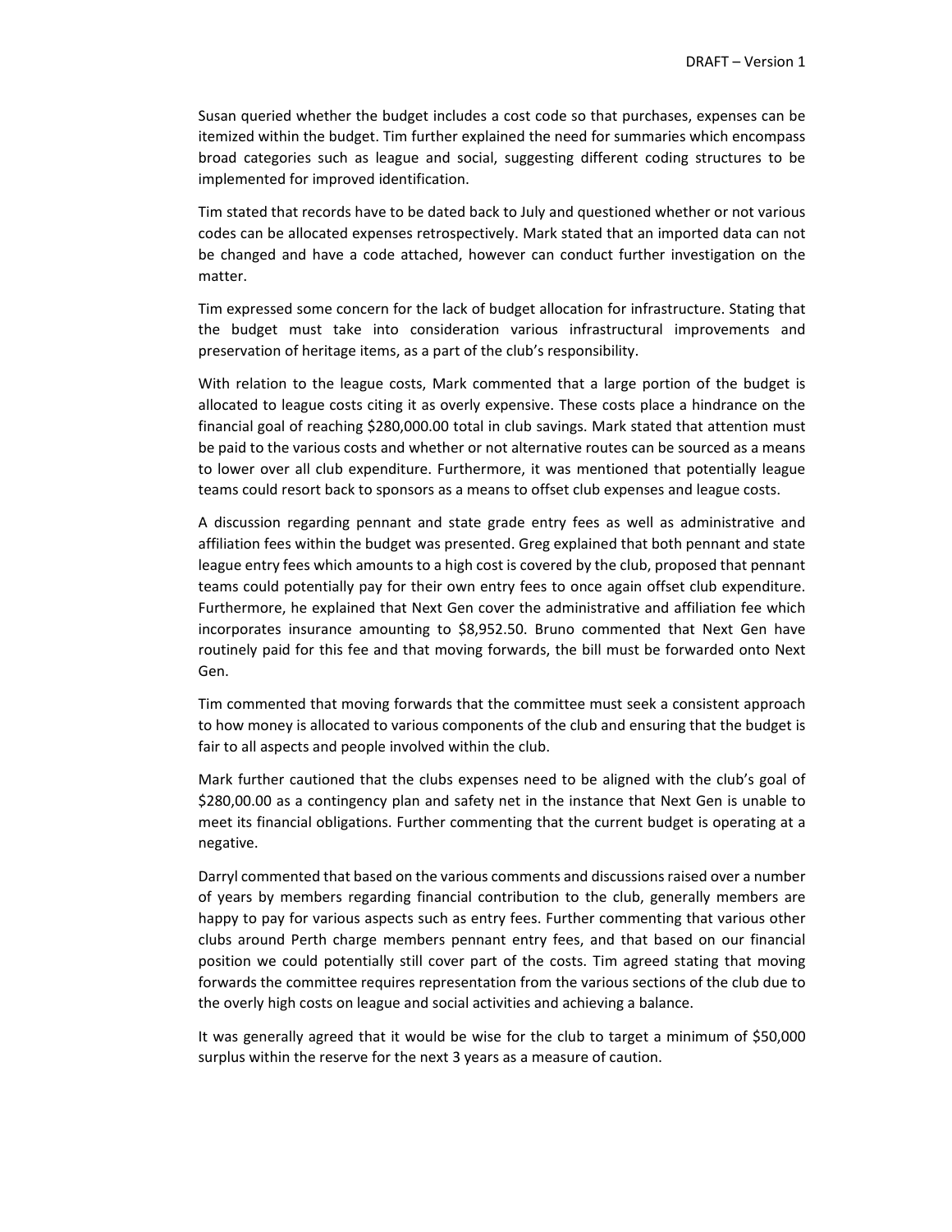Susan queried whether the budget includes a cost code so that purchases, expenses can be itemized within the budget. Tim further explained the need for summaries which encompass broad categories such as league and social, suggesting different coding structures to be implemented for improved identification.

Tim stated that records have to be dated back to July and questioned whether or not various codes can be allocated expenses retrospectively. Mark stated that an imported data can not be changed and have a code attached, however can conduct further investigation on the matter.

Tim expressed some concern for the lack of budget allocation for infrastructure. Stating that the budget must take into consideration various infrastructural improvements and preservation of heritage items, as a part of the club's responsibility.

With relation to the league costs, Mark commented that a large portion of the budget is allocated to league costs citing it as overly expensive. These costs place a hindrance on the financial goal of reaching $280,000.00 total in club savings. Mark stated that attention must be paid to the various costs and whether or not alternative routes can be sourced as a means to lower over all club expenditure. Furthermore, it was mentioned that potentially league teams could resort back to sponsors as a means to offset club expenses and league costs.

A discussion regarding pennant and state grade entry fees as well as administrative and affiliation fees within the budget was presented. Greg explained that both pennant and state league entry fees which amounts to a high cost is covered by the club, proposed that pennant teams could potentially pay for their own entry fees to once again offset club expenditure. Furthermore, he explained that Next Gen cover the administrative and affiliation fee which incorporates insurance amounting to $8,952.50. Bruno commented that Next Gen have routinely paid for this fee and that moving forwards, the bill must be forwarded onto Next Gen.

Tim commented that moving forwards that the committee must seek a consistent approach to how money is allocated to various components of the club and ensuring that the budget is fair to all aspects and people involved within the club.

Mark further cautioned that the clubs expenses need to be aligned with the club's goal of $280,00.00 as a contingency plan and safety net in the instance that Next Gen is unable to meet its financial obligations. Further commenting that the current budget is operating at a negative.

Darryl commented that based on the various comments and discussions raised over a number of years by members regarding financial contribution to the club, generally members are happy to pay for various aspects such as entry fees. Further commenting that various other clubs around Perth charge members pennant entry fees, and that based on our financial position we could potentially still cover part of the costs. Tim agreed stating that moving forwards the committee requires representation from the various sections of the club due to the overly high costs on league and social activities and achieving a balance.

It was generally agreed that it would be wise for the club to target a minimum of $50,000 surplus within the reserve for the next 3 years as a measure of caution.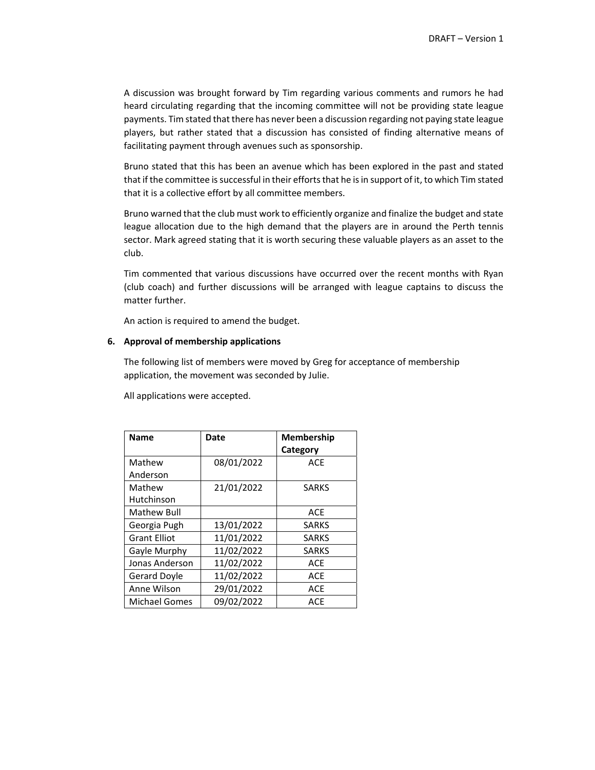A discussion was brought forward by Tim regarding various comments and rumors he had heard circulating regarding that the incoming committee will not be providing state league payments. Tim stated that there has never been a discussion regarding not paying state league players, but rather stated that a discussion has consisted of finding alternative means of facilitating payment through avenues such as sponsorship.

Bruno stated that this has been an avenue which has been explored in the past and stated that if the committee is successful in their efforts that he is in support of it, to which Tim stated that it is a collective effort by all committee members.

Bruno warned that the club must work to efficiently organize and finalize the budget and state league allocation due to the high demand that the players are in around the Perth tennis sector. Mark agreed stating that it is worth securing these valuable players as an asset to the club.

Tim commented that various discussions have occurred over the recent months with Ryan (club coach) and further discussions will be arranged with league captains to discuss the matter further.

An action is required to amend the budget.

**6. Approval of membership applications**

The following list of members were moved by Greg for acceptance of membership application, the movement was seconded by Julie.

All applications were accepted.

| Name | Date | Membership Category |
|---|---|---|
| Mathew Anderson | 08/01/2022 | ACE |
| Mathew Hutchinson | 21/01/2022 | SARKS |
| Mathew Bull | | ACE |
| Georgia Pugh | 13/01/2022 | SARKS |
| Grant Elliot | 11/01/2022 | SARKS |
| Gayle Murphy | 11/02/2022 | SARKS |
| Jonas Anderson | 11/02/2022 | ACE |
| Gerard Doyle | 11/02/2022 | ACE |
| Anne Wilson | 29/01/2022 | ACE |
| Michael Gomes | 09/02/2022 | ACE |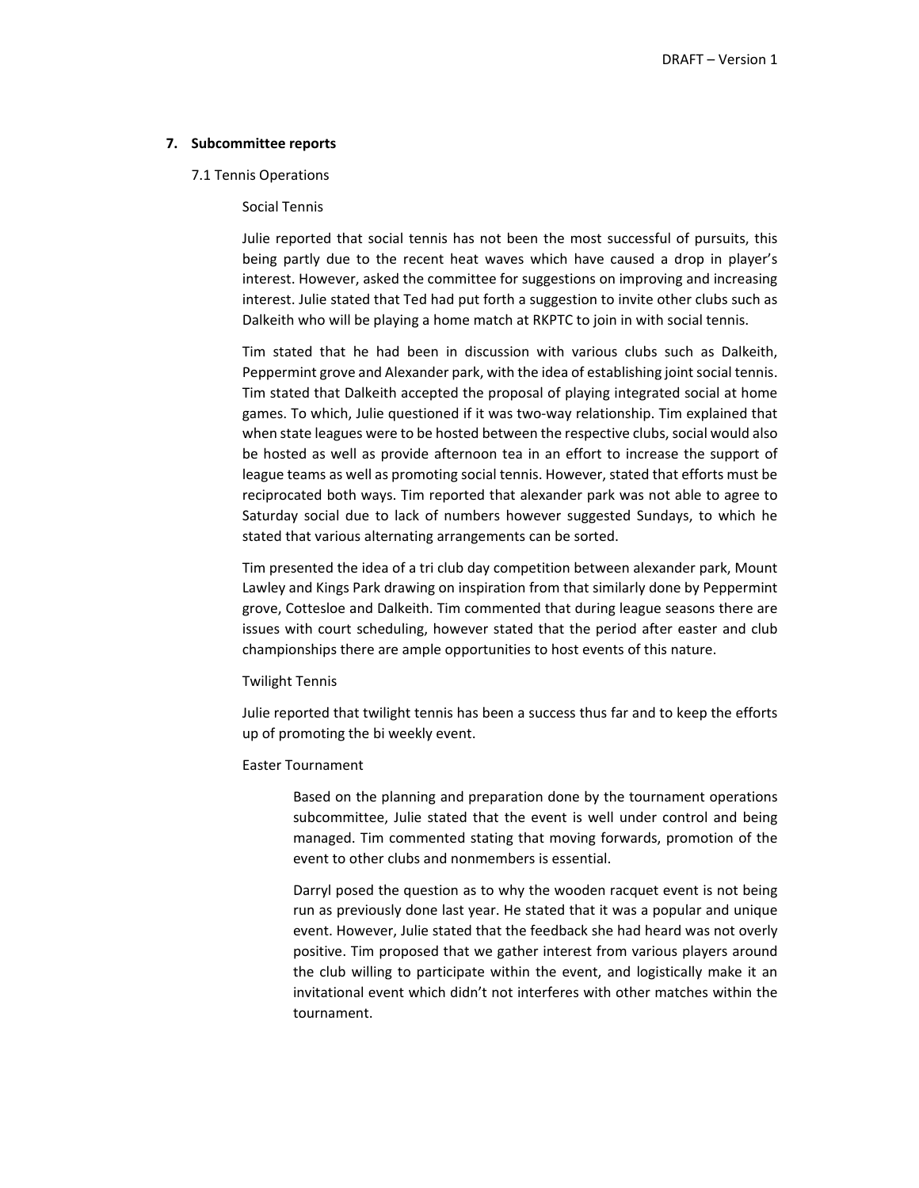## 7. Subcommittee reports

### 7.1 Tennis Operations

#### Social Tennis

Julie reported that social tennis has not been the most successful of pursuits, this being partly due to the recent heat waves which have caused a drop in player's interest. However, asked the committee for suggestions on improving and increasing interest. Julie stated that Ted had put forth a suggestion to invite other clubs such as Dalkeith who will be playing a home match at RKPTC to join in with social tennis.

Tim stated that he had been in discussion with various clubs such as Dalkeith, Peppermint grove and Alexander park, with the idea of establishing joint social tennis. Tim stated that Dalkeith accepted the proposal of playing integrated social at home games. To which, Julie questioned if it was two-way relationship. Tim explained that when state leagues were to be hosted between the respective clubs, social would also be hosted as well as provide afternoon tea in an effort to increase the support of league teams as well as promoting social tennis. However, stated that efforts must be reciprocated both ways. Tim reported that alexander park was not able to agree to Saturday social due to lack of numbers however suggested Sundays, to which he stated that various alternating arrangements can be sorted.

Tim presented the idea of a tri club day competition between alexander park, Mount Lawley and Kings Park drawing on inspiration from that similarly done by Peppermint grove, Cottesloe and Dalkeith. Tim commented that during league seasons there are issues with court scheduling, however stated that the period after easter and club championships there are ample opportunities to host events of this nature.

#### Twilight Tennis

Julie reported that twilight tennis has been a success thus far and to keep the efforts up of promoting the bi weekly event.

#### Easter Tournament

Based on the planning and preparation done by the tournament operations subcommittee, Julie stated that the event is well under control and being managed. Tim commented stating that moving forwards, promotion of the event to other clubs and nonmembers is essential.

Darryl posed the question as to why the wooden racquet event is not being run as previously done last year. He stated that it was a popular and unique event. However, Julie stated that the feedback she had heard was not overly positive. Tim proposed that we gather interest from various players around the club willing to participate within the event, and logistically make it an invitational event which didn't not interferes with other matches within the tournament.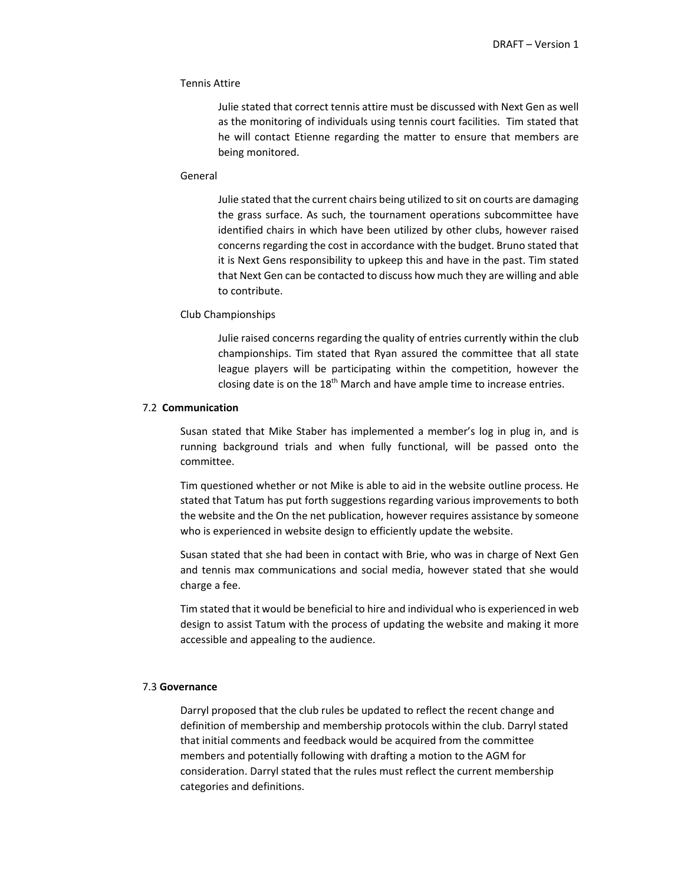Tennis Attire

Julie stated that correct tennis attire must be discussed with Next Gen as well as the monitoring of individuals using tennis court facilities. Tim stated that he will contact Etienne regarding the matter to ensure that members are being monitored.

General

Julie stated that the current chairs being utilized to sit on courts are damaging the grass surface. As such, the tournament operations subcommittee have identified chairs in which have been utilized by other clubs, however raised concerns regarding the cost in accordance with the budget. Bruno stated that it is Next Gens responsibility to upkeep this and have in the past. Tim stated that Next Gen can be contacted to discuss how much they are willing and able to contribute.

Club Championships

Julie raised concerns regarding the quality of entries currently within the club championships. Tim stated that Ryan assured the committee that all state league players will be participating within the competition, however the closing date is on the 18th March and have ample time to increase entries.

7.2 **Communication**

Susan stated that Mike Staber has implemented a member's log in plug in, and is running background trials and when fully functional, will be passed onto the committee.

Tim questioned whether or not Mike is able to aid in the website outline process. He stated that Tatum has put forth suggestions regarding various improvements to both the website and the On the net publication, however requires assistance by someone who is experienced in website design to efficiently update the website.

Susan stated that she had been in contact with Brie, who was in charge of Next Gen and tennis max communications and social media, however stated that she would charge a fee.

Tim stated that it would be beneficial to hire and individual who is experienced in web design to assist Tatum with the process of updating the website and making it more accessible and appealing to the audience.

7.3 **Governance**

Darryl proposed that the club rules be updated to reflect the recent change and definition of membership and membership protocols within the club. Darryl stated that initial comments and feedback would be acquired from the committee members and potentially following with drafting a motion to the AGM for consideration. Darryl stated that the rules must reflect the current membership categories and definitions.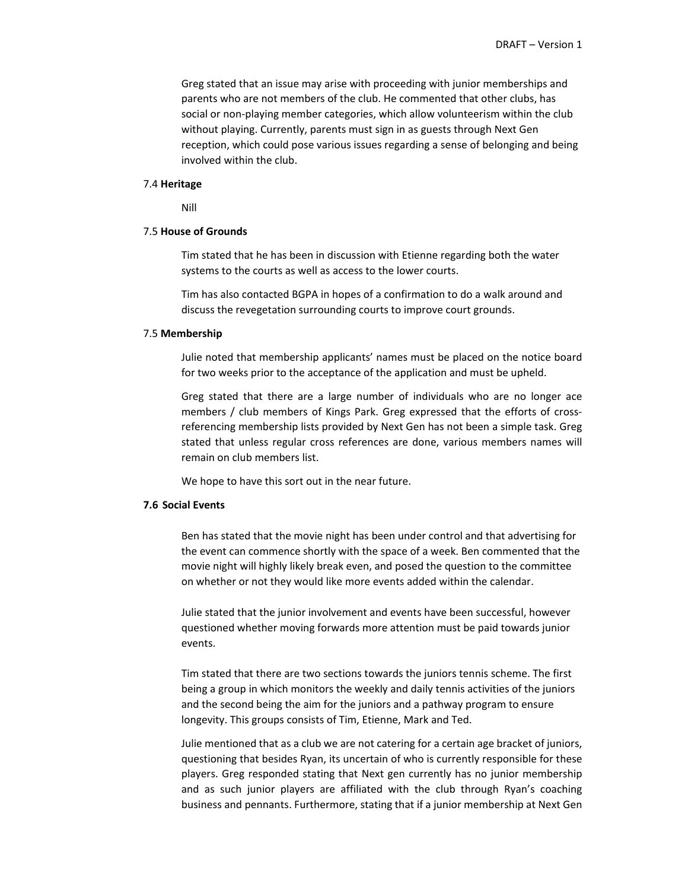Greg stated that an issue may arise with proceeding with junior memberships and parents who are not members of the club. He commented that other clubs, has social or non-playing member categories, which allow volunteerism within the club without playing. Currently, parents must sign in as guests through Next Gen reception, which could pose various issues regarding a sense of belonging and being involved within the club.

7.4 **Heritage**

Nill

7.5 **House of Grounds**

Tim stated that he has been in discussion with Etienne regarding both the water systems to the courts as well as access to the lower courts.

Tim has also contacted BGPA in hopes of a confirmation to do a walk around and discuss the revegetation surrounding courts to improve court grounds.

7.5 **Membership**

Julie noted that membership applicants' names must be placed on the notice board for two weeks prior to the acceptance of the application and must be upheld.

Greg stated that there are a large number of individuals who are no longer ace members / club members of Kings Park. Greg expressed that the efforts of cross-referencing membership lists provided by Next Gen has not been a simple task. Greg stated that unless regular cross references are done, various members names will remain on club members list.

We hope to have this sort out in the near future.

**7.6 Social Events**

Ben has stated that the movie night has been under control and that advertising for the event can commence shortly with the space of a week. Ben commented that the movie night will highly likely break even, and posed the question to the committee on whether or not they would like more events added within the calendar.

Julie stated that the junior involvement and events have been successful, however questioned whether moving forwards more attention must be paid towards junior events.

Tim stated that there are two sections towards the juniors tennis scheme. The first being a group in which monitors the weekly and daily tennis activities of the juniors and the second being the aim for the juniors and a pathway program to ensure longevity. This groups consists of Tim, Etienne, Mark and Ted.

Julie mentioned that as a club we are not catering for a certain age bracket of juniors, questioning that besides Ryan, its uncertain of who is currently responsible for these players. Greg responded stating that Next gen currently has no junior membership and as such junior players are affiliated with the club through Ryan's coaching business and pennants. Furthermore, stating that if a junior membership at Next Gen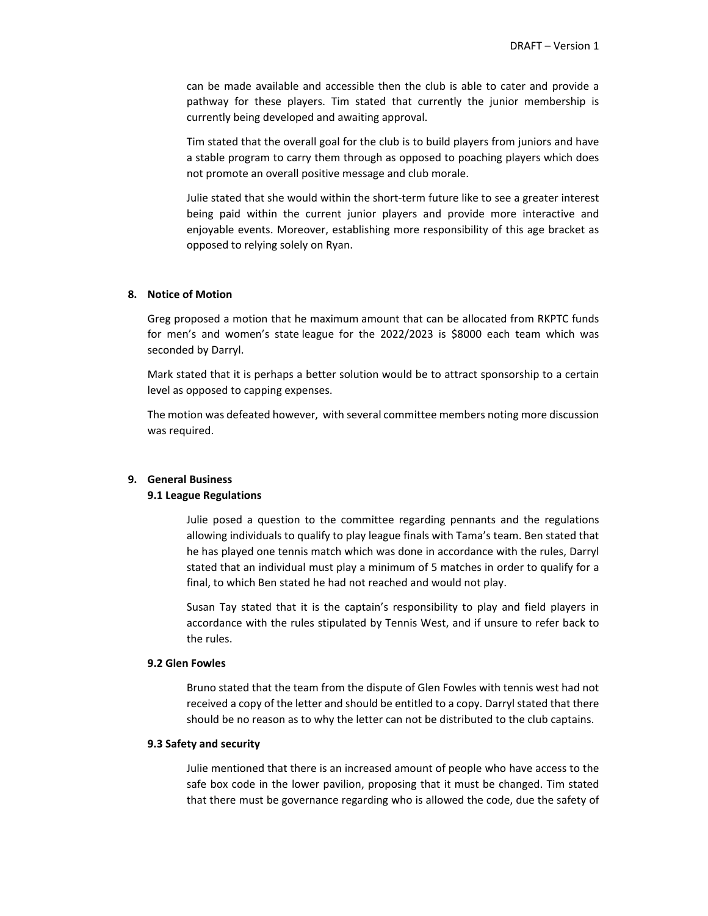can be made available and accessible then the club is able to cater and provide a pathway for these players. Tim stated that currently the junior membership is currently being developed and awaiting approval.

Tim stated that the overall goal for the club is to build players from juniors and have a stable program to carry them through as opposed to poaching players which does not promote an overall positive message and club morale.

Julie stated that she would within the short-term future like to see a greater interest being paid within the current junior players and provide more interactive and enjoyable events. Moreover, establishing more responsibility of this age bracket as opposed to relying solely on Ryan.

## 8. Notice of Motion

Greg proposed a motion that he maximum amount that can be allocated from RKPTC funds for men's and women's state league for the 2022/2023 is $8000 each team which was seconded by Darryl.

Mark stated that it is perhaps a better solution would be to attract sponsorship to a certain level as opposed to capping expenses.

The motion was defeated however, with several committee members noting more discussion was required.

## 9. General Business

### 9.1 League Regulations

Julie posed a question to the committee regarding pennants and the regulations allowing individuals to qualify to play league finals with Tama's team. Ben stated that he has played one tennis match which was done in accordance with the rules, Darryl stated that an individual must play a minimum of 5 matches in order to qualify for a final, to which Ben stated he had not reached and would not play.

Susan Tay stated that it is the captain's responsibility to play and field players in accordance with the rules stipulated by Tennis West, and if unsure to refer back to the rules.

### 9.2 Glen Fowles

Bruno stated that the team from the dispute of Glen Fowles with tennis west had not received a copy of the letter and should be entitled to a copy. Darryl stated that there should be no reason as to why the letter can not be distributed to the club captains.

### 9.3 Safety and security

Julie mentioned that there is an increased amount of people who have access to the safe box code in the lower pavilion, proposing that it must be changed. Tim stated that there must be governance regarding who is allowed the code, due the safety of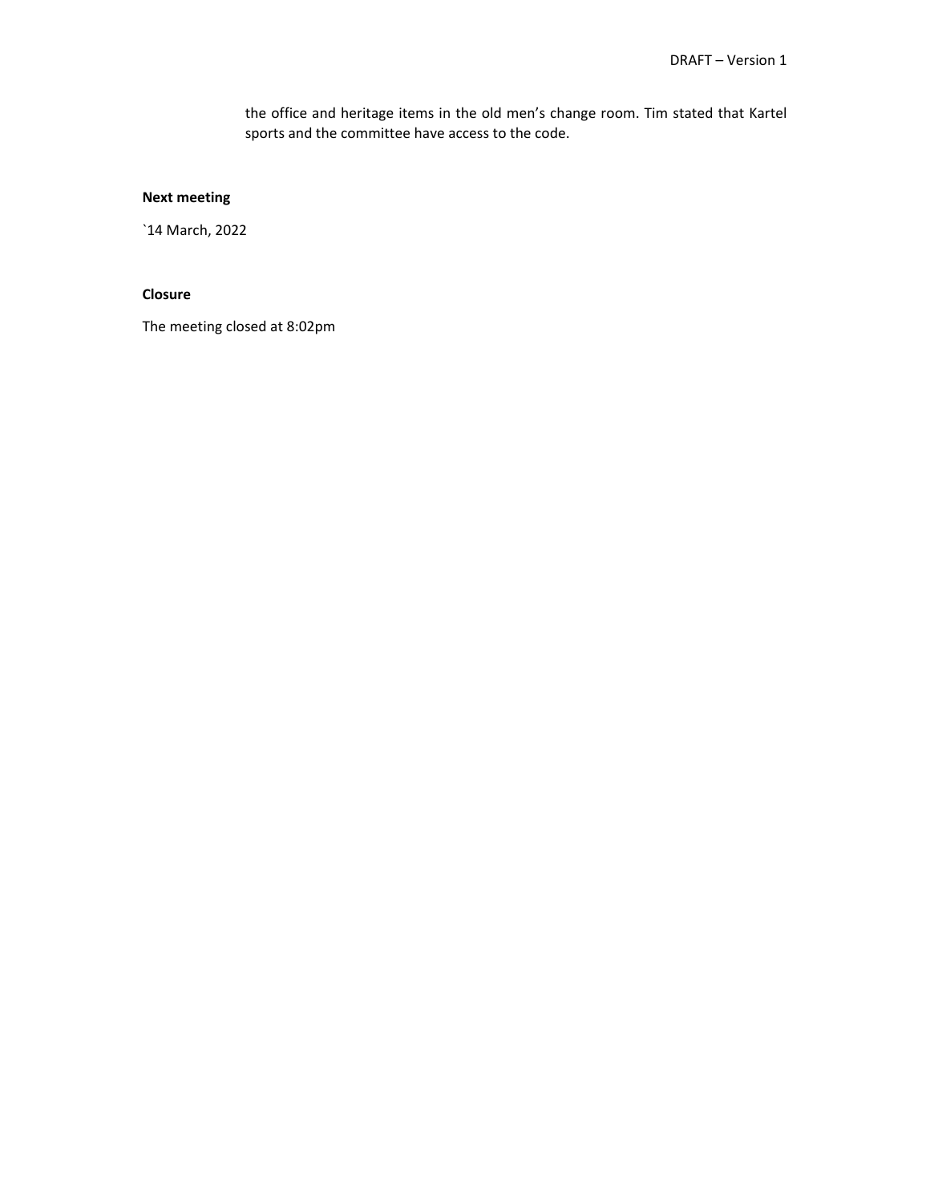the office and heritage items in the old men's change room. Tim stated that Kartel sports and the committee have access to the code.

**Next meeting**

`14 March, 2022

**Closure**

The meeting closed at 8:02pm